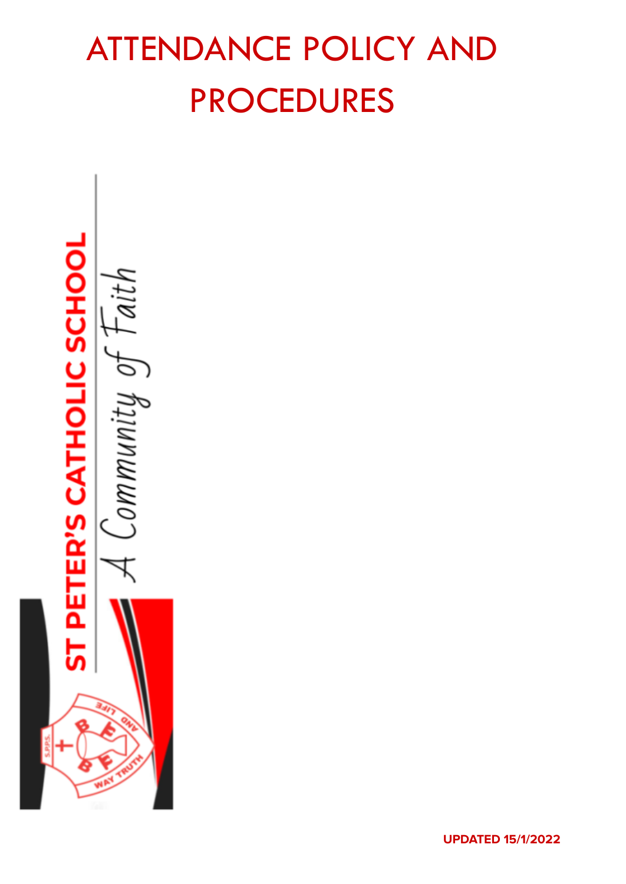# ATTENDANCE POLICY AND PROCEDURES

ST PETER'S CATHOLIC SCHOOL

A Community of Faith

**UPDATED 15/1/2022**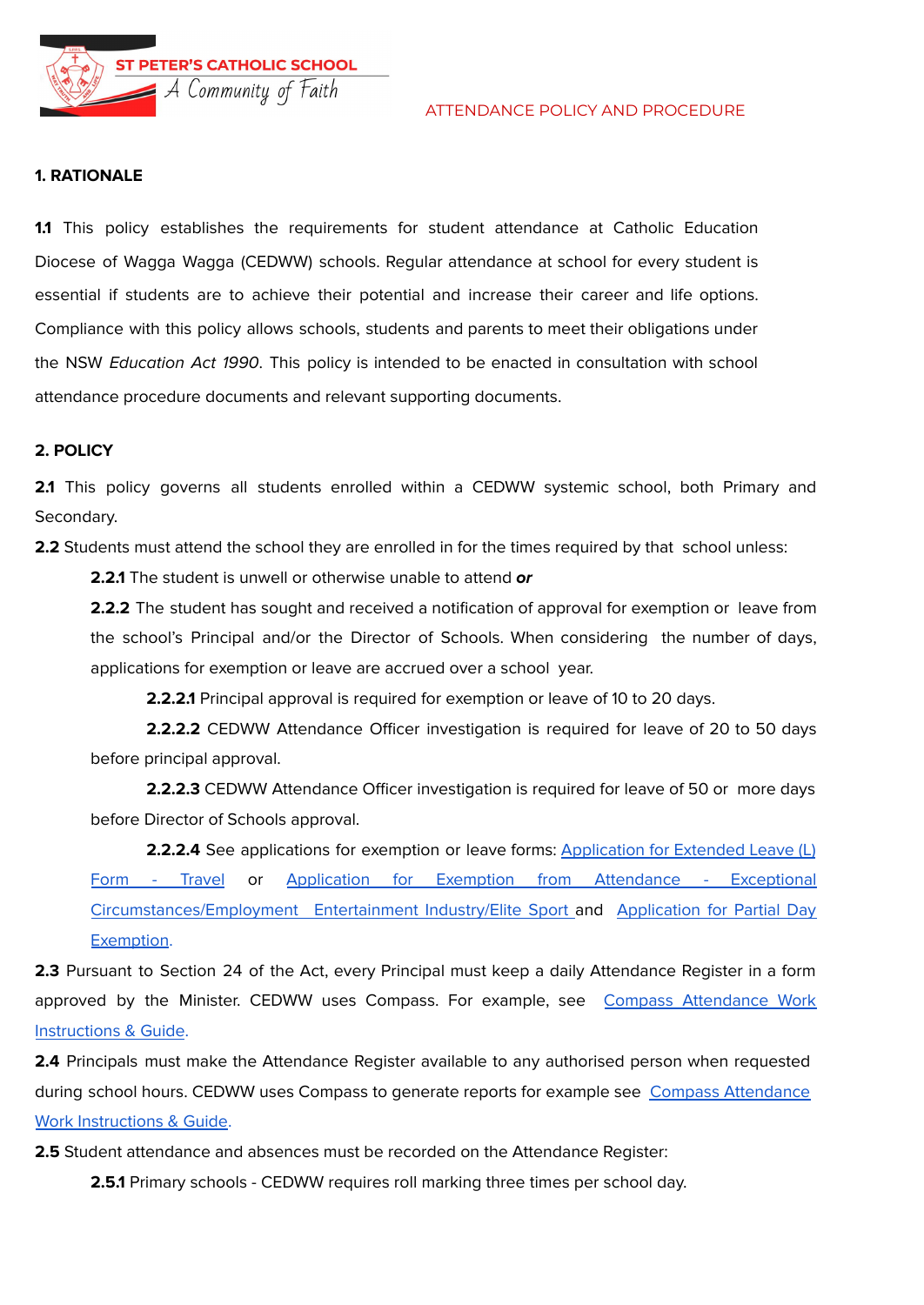ST PETER'S CATHOLIC SCHOOL
A Community of Faith

ATTENDANCE POLICY AND PROCEDURE

## 1. RATIONALE

**1.1** This policy establishes the requirements for student attendance at Catholic Education Diocese of Wagga Wagga (CEDWW) schools. Regular attendance at school for every student is essential if students are to achieve their potential and increase their career and life options. Compliance with this policy allows schools, students and parents to meet their obligations under the NSW *Education Act 1990*. This policy is intended to be enacted in consultation with school attendance procedure documents and relevant supporting documents.

## 2. POLICY

**2.1** This policy governs all students enrolled within a CEDWW systemic school, both Primary and Secondary.

**2.2** Students must attend the school they are enrolled in for the times required by that school unless:

**2.2.1** The student is unwell or otherwise unable to attend ***or***

**2.2.2** The student has sought and received a notification of approval for exemption or leave from the school's Principal and/or the Director of Schools. When considering the number of days, applications for exemption or leave are accrued over a school year.

**2.2.2.1** Principal approval is required for exemption or leave of 10 to 20 days.

**2.2.2.2** CEDWW Attendance Officer investigation is required for leave of 20 to 50 days before principal approval.

**2.2.2.3** CEDWW Attendance Officer investigation is required for leave of 50 or more days before Director of Schools approval.

**2.2.2.4** See applications for exemption or leave forms: Application for Extended Leave (L) Form - Travel or Application for Exemption from Attendance - Exceptional Circumstances/Employment Entertainment Industry/Elite Sport and Application for Partial Day Exemption.

**2.3** Pursuant to Section 24 of the Act, every Principal must keep a daily Attendance Register in a form approved by the Minister. CEDWW uses Compass. For example, see Compass Attendance Work Instructions & Guide.

**2.4** Principals must make the Attendance Register available to any authorised person when requested during school hours. CEDWW uses Compass to generate reports for example see Compass Attendance Work Instructions & Guide.

**2.5** Student attendance and absences must be recorded on the Attendance Register:

**2.5.1** Primary schools - CEDWW requires roll marking three times per school day.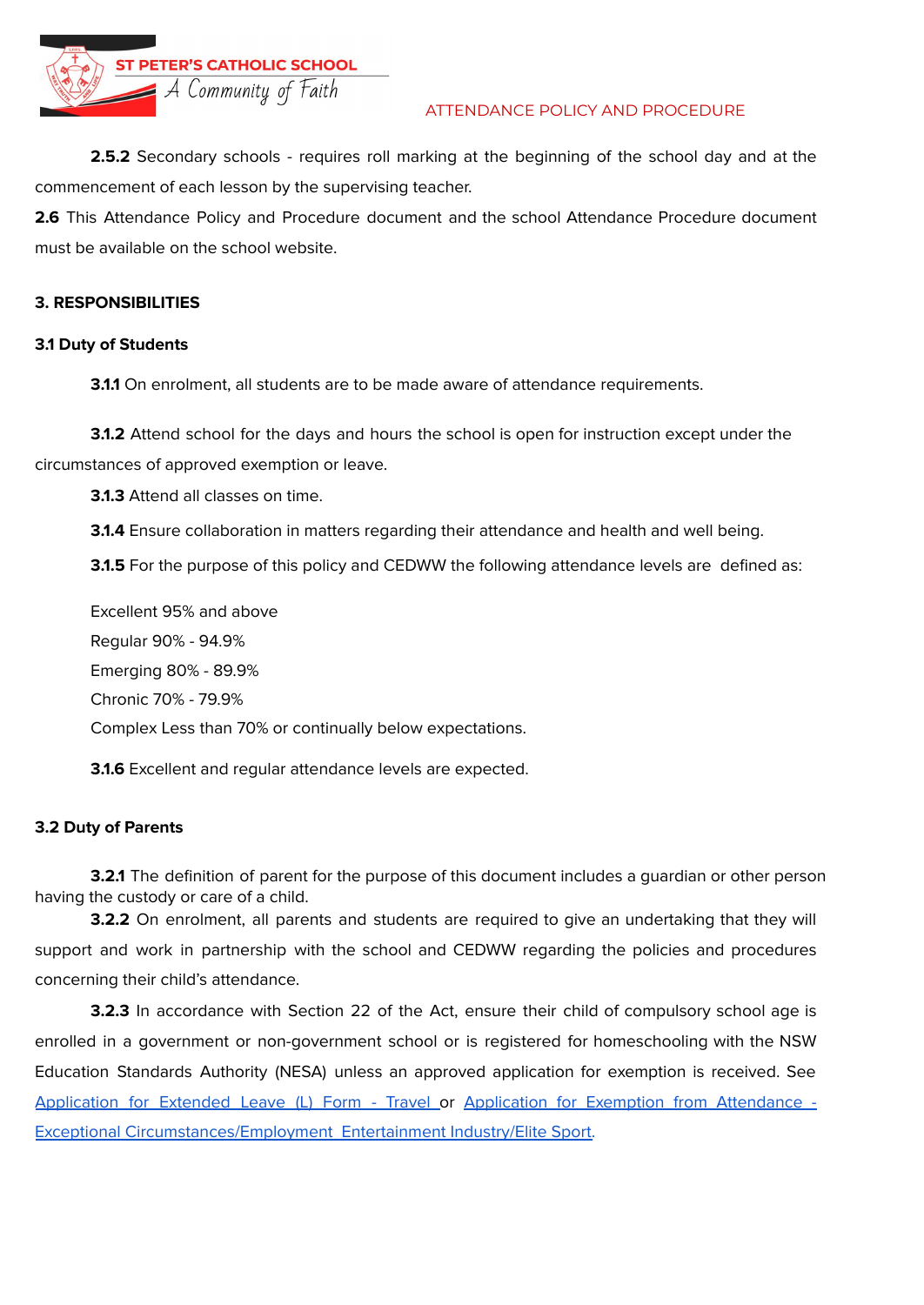**2.5.2** Secondary schools - requires roll marking at the beginning of the school day and at the commencement of each lesson by the supervising teacher.

**2.6** This Attendance Policy and Procedure document and the school Attendance Procedure document must be available on the school website.

## 3. RESPONSIBILITIES

### 3.1 Duty of Students

**3.1.1** On enrolment, all students are to be made aware of attendance requirements.

**3.1.2** Attend school for the days and hours the school is open for instruction except under the circumstances of approved exemption or leave.

**3.1.3** Attend all classes on time.

**3.1.4** Ensure collaboration in matters regarding their attendance and health and well being.

**3.1.5** For the purpose of this policy and CEDWW the following attendance levels are defined as:

Excellent 95% and above

Regular 90% - 94.9%

Emerging 80% - 89.9%

Chronic 70% - 79.9%

Complex Less than 70% or continually below expectations.

**3.1.6** Excellent and regular attendance levels are expected.

### 3.2 Duty of Parents

**3.2.1** The definition of parent for the purpose of this document includes a guardian or other person having the custody or care of a child.

**3.2.2** On enrolment, all parents and students are required to give an undertaking that they will support and work in partnership with the school and CEDWW regarding the policies and procedures concerning their child's attendance.

**3.2.3** In accordance with Section 22 of the Act, ensure their child of compulsory school age is enrolled in a government or non-government school or is registered for homeschooling with the NSW Education Standards Authority (NESA) unless an approved application for exemption is received. See Application for Extended Leave (L) Form - Travel or Application for Exemption from Attendance - Exceptional Circumstances/Employment Entertainment Industry/Elite Sport.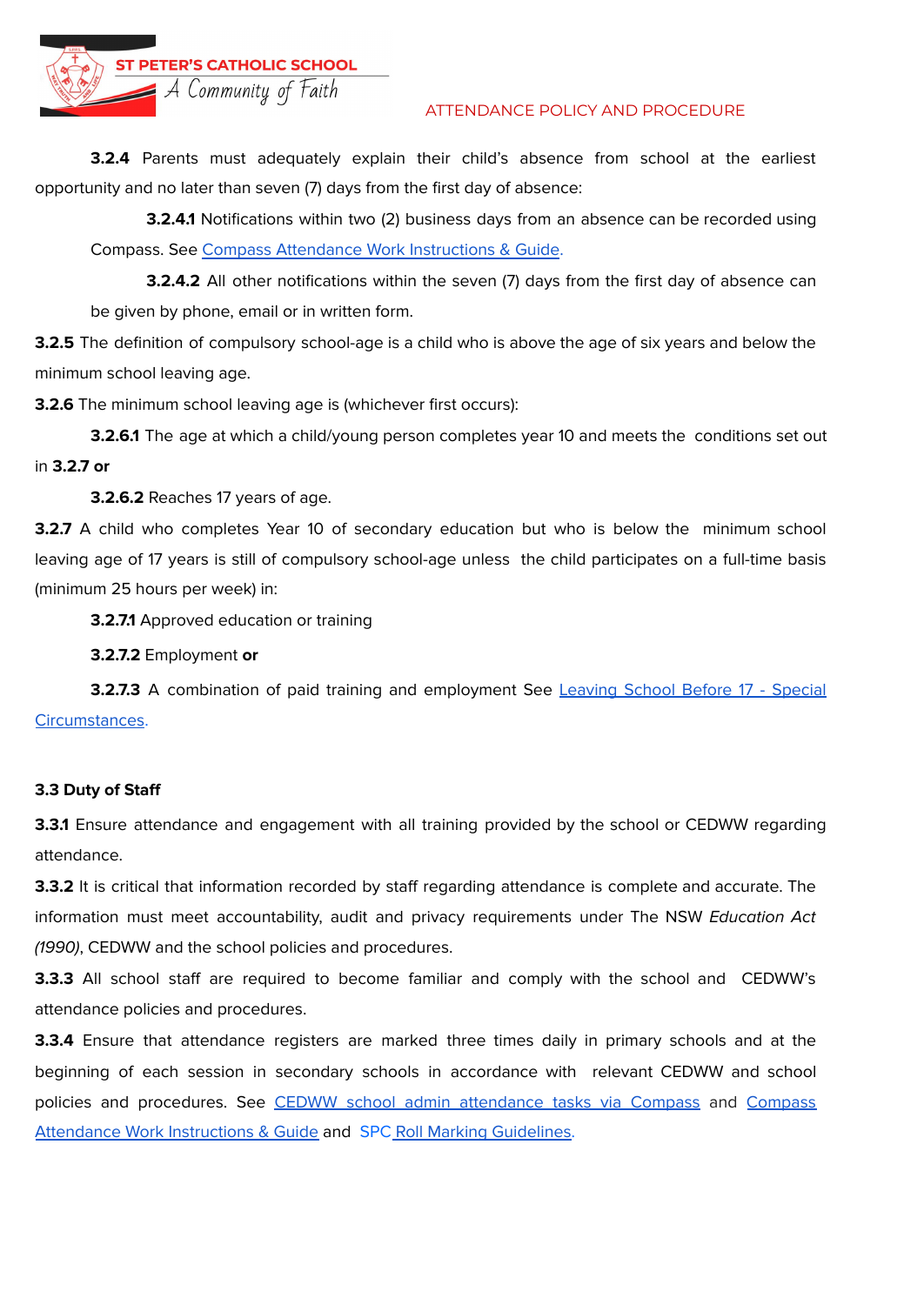**3.2.4** Parents must adequately explain their child's absence from school at the earliest opportunity and no later than seven (7) days from the first day of absence:

**3.2.4.1** Notifications within two (2) business days from an absence can be recorded using Compass. See [Compass Attendance Work Instructions & Guide.]

**3.2.4.2** All other notifications within the seven (7) days from the first day of absence can be given by phone, email or in written form.

**3.2.5** The definition of compulsory school-age is a child who is above the age of six years and below the minimum school leaving age.

**3.2.6** The minimum school leaving age is (whichever first occurs):

**3.2.6.1** The age at which a child/young person completes year 10 and meets the conditions set out in **3.2.7 or**

**3.2.6.2** Reaches 17 years of age.

**3.2.7** A child who completes Year 10 of secondary education but who is below the minimum school leaving age of 17 years is still of compulsory school-age unless the child participates on a full-time basis (minimum 25 hours per week) in:

**3.2.7.1** Approved education or training

**3.2.7.2** Employment **or**

**3.2.7.3** A combination of paid training and employment See [Leaving School Before 17 - Special Circumstances.]

**3.3 Duty of Staff**

**3.3.1** Ensure attendance and engagement with all training provided by the school or CEDWW regarding attendance.

**3.3.2** It is critical that information recorded by staff regarding attendance is complete and accurate. The information must meet accountability, audit and privacy requirements under The NSW *Education Act (1990)*, CEDWW and the school policies and procedures.

**3.3.3** All school staff are required to become familiar and comply with the school and CEDWW's attendance policies and procedures.

**3.3.4** Ensure that attendance registers are marked three times daily in primary schools and at the beginning of each session in secondary schools in accordance with relevant CEDWW and school policies and procedures. See [CEDWW school admin attendance tasks via Compass] and [Compass Attendance Work Instructions & Guide] and SPC [Roll Marking Guidelines.]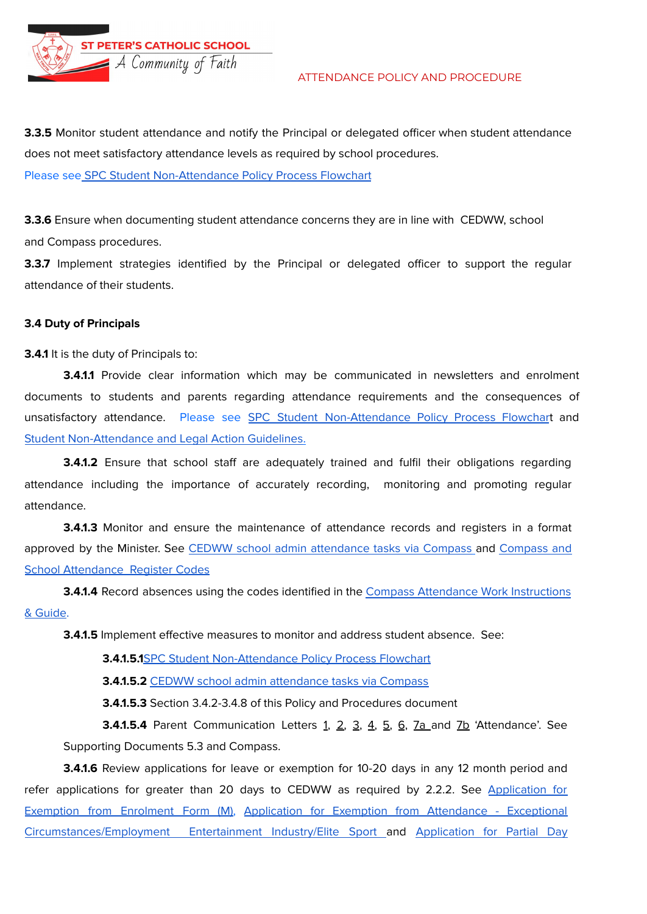**3.3.5** Monitor student attendance and notify the Principal or delegated officer when student attendance does not meet satisfactory attendance levels as required by school procedures.

Please see SPC Student Non-Attendance Policy Process Flowchart

**3.3.6** Ensure when documenting student attendance concerns they are in line with CEDWW, school and Compass procedures.

**3.3.7** Implement strategies identified by the Principal or delegated officer to support the regular attendance of their students.

**3.4 Duty of Principals**

**3.4.1** It is the duty of Principals to:

**3.4.1.1** Provide clear information which may be communicated in newsletters and enrolment documents to students and parents regarding attendance requirements and the consequences of unsatisfactory attendance. Please see SPC Student Non-Attendance Policy Process Flowchart and Student Non-Attendance and Legal Action Guidelines.

**3.4.1.2** Ensure that school staff are adequately trained and fulfil their obligations regarding attendance including the importance of accurately recording, monitoring and promoting regular attendance.

**3.4.1.3** Monitor and ensure the maintenance of attendance records and registers in a format approved by the Minister. See CEDWW school admin attendance tasks via Compass and Compass and School Attendance Register Codes

**3.4.1.4** Record absences using the codes identified in the Compass Attendance Work Instructions & Guide.

**3.4.1.5** Implement effective measures to monitor and address student absence. See:

**3.4.1.5.1** SPC Student Non-Attendance Policy Process Flowchart

**3.4.1.5.2** CEDWW school admin attendance tasks via Compass

**3.4.1.5.3** Section 3.4.2-3.4.8 of this Policy and Procedures document

**3.4.1.5.4** Parent Communication Letters 1, 2, 3, 4, 5, 6, 7a and 7b 'Attendance'. See Supporting Documents 5.3 and Compass.

**3.4.1.6** Review applications for leave or exemption for 10-20 days in any 12 month period and refer applications for greater than 20 days to CEDWW as required by 2.2.2. See Application for Exemption from Enrolment Form (M), Application for Exemption from Attendance - Exceptional Circumstances/Employment Entertainment Industry/Elite Sport and Application for Partial Day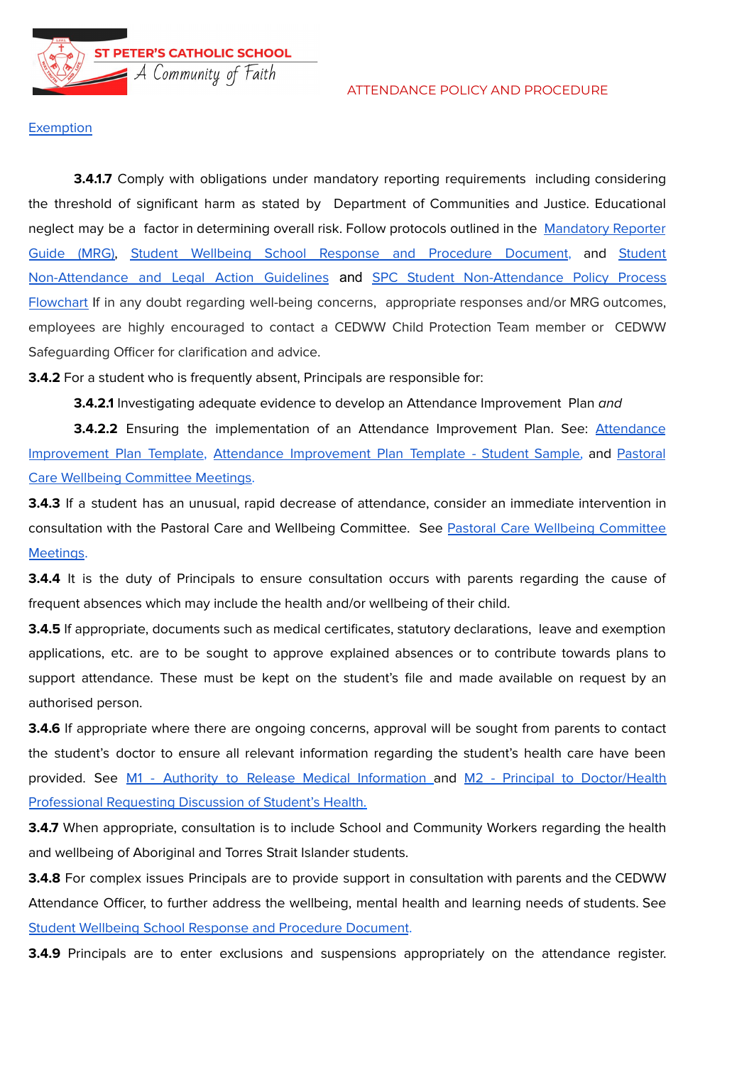[Exemption](#)

**3.4.1.7** Comply with obligations under mandatory reporting requirements including considering the threshold of significant harm as stated by Department of Communities and Justice. Educational neglect may be a factor in determining overall risk. Follow protocols outlined in the [Mandatory Reporter Guide (MRG)](#), [Student Wellbeing School Response and Procedure Document](#), and [Student Non-Attendance and Legal Action Guidelines](#) and [SPC Student Non-Attendance Policy Process Flowchart](#) If in any doubt regarding well-being concerns, appropriate responses and/or MRG outcomes, employees are highly encouraged to contact a CEDWW Child Protection Team member or CEDWW Safeguarding Officer for clarification and advice.

**3.4.2** For a student who is frequently absent, Principals are responsible for:

**3.4.2.1** Investigating adequate evidence to develop an Attendance Improvement Plan *and*

**3.4.2.2** Ensuring the implementation of an Attendance Improvement Plan. See: [Attendance Improvement Plan Template](#), [Attendance Improvement Plan Template - Student Sample](#), and [Pastoral Care Wellbeing Committee Meetings](#).

**3.4.3** If a student has an unusual, rapid decrease of attendance, consider an immediate intervention in consultation with the Pastoral Care and Wellbeing Committee. See [Pastoral Care Wellbeing Committee Meetings](#).

**3.4.4** It is the duty of Principals to ensure consultation occurs with parents regarding the cause of frequent absences which may include the health and/or wellbeing of their child.

**3.4.5** If appropriate, documents such as medical certificates, statutory declarations, leave and exemption applications, etc. are to be sought to approve explained absences or to contribute towards plans to support attendance. These must be kept on the student's file and made available on request by an authorised person.

**3.4.6** If appropriate where there are ongoing concerns, approval will be sought from parents to contact the student's doctor to ensure all relevant information regarding the student's health care have been provided. See [M1 - Authority to Release Medical Information](#) and [M2 - Principal to Doctor/Health Professional Requesting Discussion of Student's Health.](#)

**3.4.7** When appropriate, consultation is to include School and Community Workers regarding the health and wellbeing of Aboriginal and Torres Strait Islander students.

**3.4.8** For complex issues Principals are to provide support in consultation with parents and the CEDWW Attendance Officer, to further address the wellbeing, mental health and learning needs of students. See [Student Wellbeing School Response and Procedure Document](#).

**3.4.9** Principals are to enter exclusions and suspensions appropriately on the attendance register.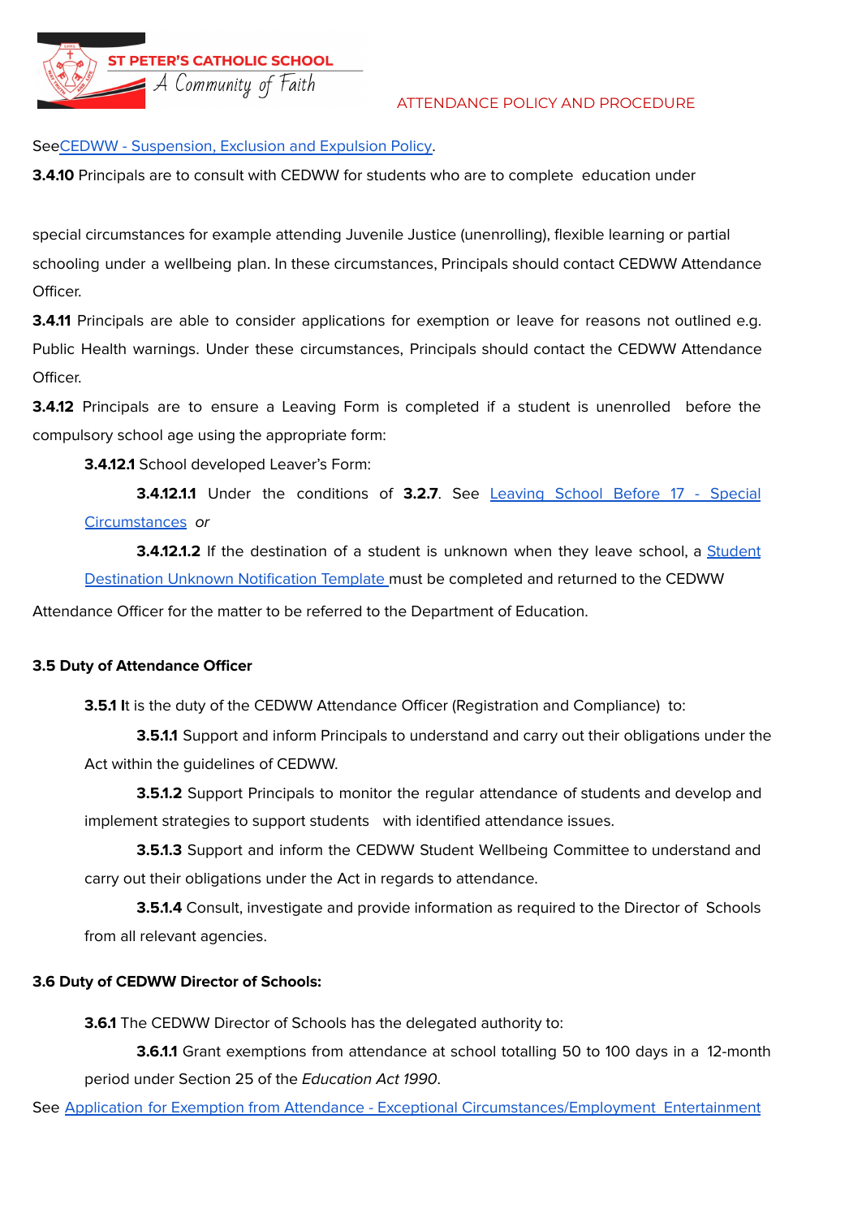See CEDWW - Suspension, Exclusion and Expulsion Policy.

**3.4.10** Principals are to consult with CEDWW for students who are to complete education under special circumstances for example attending Juvenile Justice (unenrolling), flexible learning or partial schooling under a wellbeing plan. In these circumstances, Principals should contact CEDWW Attendance Officer.

**3.4.11** Principals are able to consider applications for exemption or leave for reasons not outlined e.g. Public Health warnings. Under these circumstances, Principals should contact the CEDWW Attendance Officer.

**3.4.12** Principals are to ensure a Leaving Form is completed if a student is unenrolled before the compulsory school age using the appropriate form:

**3.4.12.1** School developed Leaver's Form:

**3.4.12.1.1** Under the conditions of **3.2.7**. See Leaving School Before 17 - Special Circumstances *or*

**3.4.12.1.2** If the destination of a student is unknown when they leave school, a Student Destination Unknown Notification Template must be completed and returned to the CEDWW Attendance Officer for the matter to be referred to the Department of Education.

### 3.5 Duty of Attendance Officer

**3.5.1** It is the duty of the CEDWW Attendance Officer (Registration and Compliance) to:

**3.5.1.1** Support and inform Principals to understand and carry out their obligations under the Act within the guidelines of CEDWW.

**3.5.1.2** Support Principals to monitor the regular attendance of students and develop and implement strategies to support students with identified attendance issues.

**3.5.1.3** Support and inform the CEDWW Student Wellbeing Committee to understand and carry out their obligations under the Act in regards to attendance.

**3.5.1.4** Consult, investigate and provide information as required to the Director of Schools from all relevant agencies.

### 3.6 Duty of CEDWW Director of Schools:

**3.6.1** The CEDWW Director of Schools has the delegated authority to:

**3.6.1.1** Grant exemptions from attendance at school totalling 50 to 100 days in a 12-month period under Section 25 of the *Education Act 1990*.

See Application for Exemption from Attendance - Exceptional Circumstances/Employment Entertainment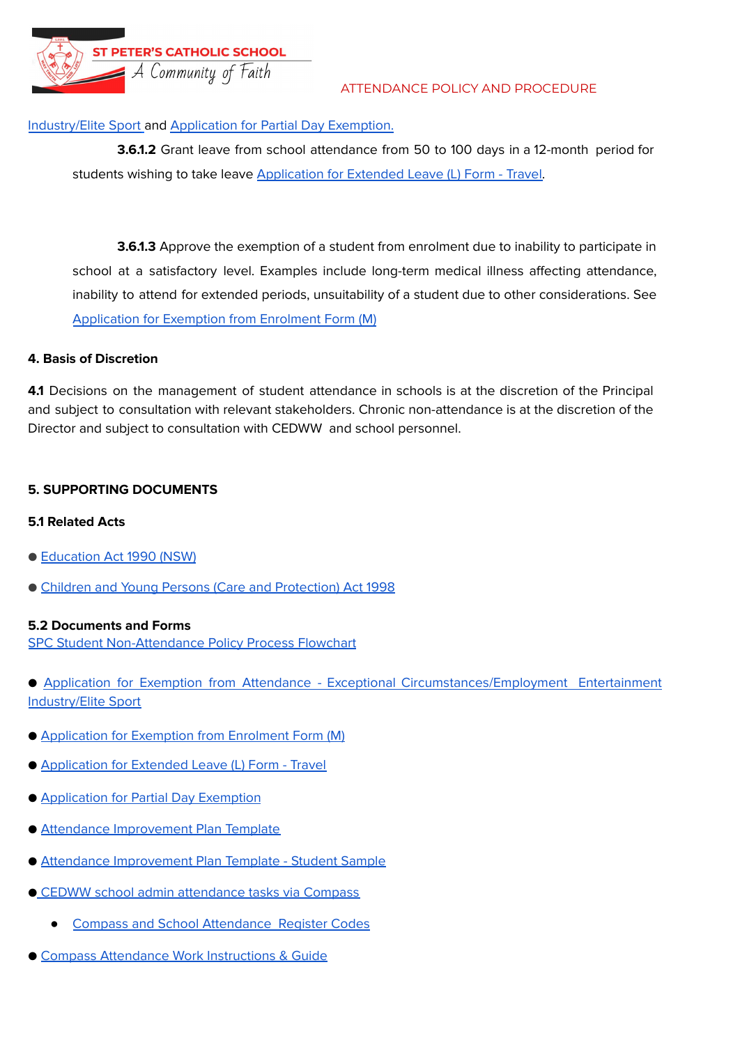Industry/Elite Sport and Application for Partial Day Exemption.

**3.6.1.2** Grant leave from school attendance from 50 to 100 days in a 12-month period for students wishing to take leave Application for Extended Leave (L) Form - Travel.

**3.6.1.3** Approve the exemption of a student from enrolment due to inability to participate in school at a satisfactory level. Examples include long-term medical illness affecting attendance, inability to attend for extended periods, unsuitability of a student due to other considerations. See Application for Exemption from Enrolment Form (M)

#### 4. Basis of Discretion

**4.1** Decisions on the management of student attendance in schools is at the discretion of the Principal and subject to consultation with relevant stakeholders. Chronic non-attendance is at the discretion of the Director and subject to consultation with CEDWW and school personnel.

#### 5. SUPPORTING DOCUMENTS

#### 5.1 Related Acts

- Education Act 1990 (NSW)
- Children and Young Persons (Care and Protection) Act 1998

#### 5.2 Documents and Forms

SPC Student Non-Attendance Policy Process Flowchart

- Application for Exemption from Attendance - Exceptional Circumstances/Employment Entertainment Industry/Elite Sport
- Application for Exemption from Enrolment Form (M)
- Application for Extended Leave (L) Form - Travel
- Application for Partial Day Exemption
- Attendance Improvement Plan Template
- Attendance Improvement Plan Template - Student Sample
- CEDWW school admin attendance tasks via Compass
    - Compass and School Attendance Register Codes
- Compass Attendance Work Instructions & Guide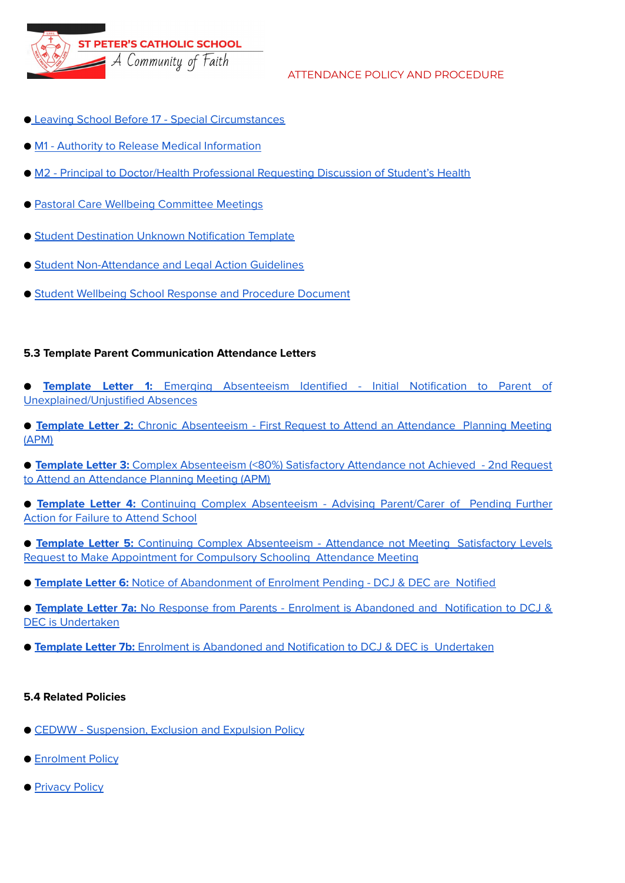- Leaving School Before 17 - Special Circumstances
- M1 - Authority to Release Medical Information
- M2 - Principal to Doctor/Health Professional Requesting Discussion of Student's Health
- Pastoral Care Wellbeing Committee Meetings
- Student Destination Unknown Notification Template
- Student Non-Attendance and Legal Action Guidelines
- Student Wellbeing School Response and Procedure Document

**5.3 Template Parent Communication Attendance Letters**

- **Template Letter 1:** Emerging Absenteeism Identified - Initial Notification to Parent of Unexplained/Unjustified Absences
- **Template Letter 2:** Chronic Absenteeism - First Request to Attend an Attendance Planning Meeting (APM)
- **Template Letter 3:** Complex Absenteeism (<80%) Satisfactory Attendance not Achieved - 2nd Request to Attend an Attendance Planning Meeting (APM)
- **Template Letter 4:** Continuing Complex Absenteeism - Advising Parent/Carer of Pending Further Action for Failure to Attend School
- **Template Letter 5:** Continuing Complex Absenteeism - Attendance not Meeting Satisfactory Levels Request to Make Appointment for Compulsory Schooling Attendance Meeting
- **Template Letter 6:** Notice of Abandonment of Enrolment Pending - DCJ & DEC are Notified
- **Template Letter 7a:** No Response from Parents - Enrolment is Abandoned and Notification to DCJ & DEC is Undertaken
- **Template Letter 7b:** Enrolment is Abandoned and Notification to DCJ & DEC is Undertaken

**5.4 Related Policies**

- CEDWW - Suspension, Exclusion and Expulsion Policy
- Enrolment Policy
- Privacy Policy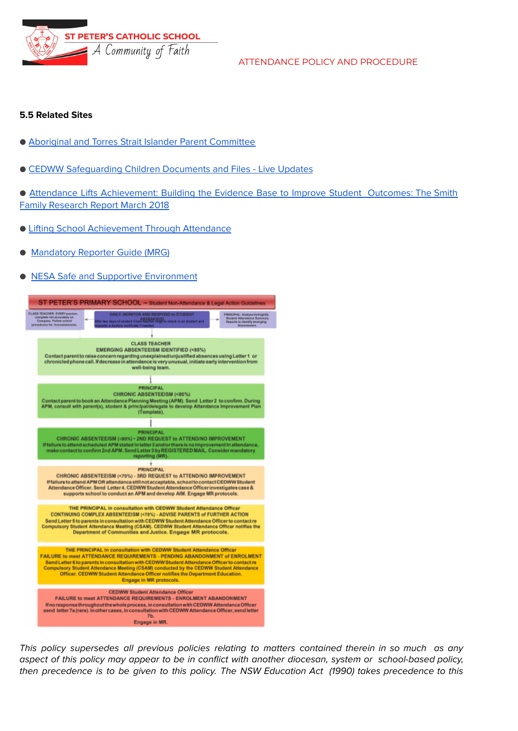### 5.5 Related Sites

- Aboriginal and Torres Strait Islander Parent Committee
- CEDWW Safeguarding Children Documents and Files - Live Updates
- Attendance Lifts Achievement: Building the Evidence Base to Improve Student Outcomes: The Smith Family Research Report March 2018
- Lifting School Achievement Through Attendance
- Mandatory Reporter Guide (MRG)
- NESA Safe and Supportive Environment

**ST PETER'S PRIMARY SCHOOL – Student Non-Attendance & Legal Action Guidelines**

CLASS TEACHER: EVERY session, complete roll accurately on Compass. Follow school procedures for inconsistencies.

DAILY: MONITOR AND RESPOND to STUDENT ABSENCE(S). After two days of student Class teacher rings to check in on student and requests a doctors certificate if needed.

PRINCIPAL: Analyse fortnightly Student Attendance Summary Reports to identify emerging Absenteeism.

**CLASS TEACHER**
**EMERGING ABSENTEEISM IDENTIFIED (<85%)**
Contact parent to raise concern regarding unexplained/unjustified absences using Letter 1 or chronicled phone call. If decrease in attendance is very unusual, initiate early intervention from well-being team.

**PRINCIPAL**
**CHRONIC ABSENTEEISM (<80%)**
Contact parent to book an Attendance Planning Meeting (APM). Send Letter 2 to confirm. During APM, consult with parent(s), student & principal/delegate to develop Attendance Improvement Plan (Template).

**PRINCIPAL**
**CHRONIC ABSENTEEISM (<80%) • 2ND REQUEST to ATTEND/NO IMPROVEMENT**
If failure to attend scheduled APM stated in letter 2 and/or there is no improvement in attendance, make contact to confirm 2nd APM. Send Letter 3 by REGISTERED MAIL. Consider mandatory reporting (MR).

**PRINCIPAL**
**CHRONIC ABSENTEEISM (<70%) - 3RD REQUEST to ATTEND/NO IMPROVEMENT**
If failure to attend APM OR attendance still not acceptable, school to contact CEDWW Student Attendance Officer. Send Letter 4. CEDWW Student Attendance Officer investigates case & supports school to conduct an APM and develop AIM. Engage MR protocols.

**THE PRINCIPAL in consultation with CEDWW Student Attendance Officer**
**CONTINUING COMPLEX ABSENTEEISM (<70%) - ADVISE PARENTS of FURTHER ACTION**
Send Letter 5 to parents in consultation with CEDWW Student Attendance Officer to contact re Compulsory Student Attendance Meeting (CSAM). CEDWW Student Attendance Officer notifies the Department of Communities and Justice. Engage MR protocols.

**THE PRINCIPAL in consultation with CEDWW Student Attendance Officer**
**FAILURE to meet ATTENDANCE REQUIREMENTS - PENDING ABANDONMENT of ENROLMENT**
Send Letter 6 to parents in consultation with CEDWW Student Attendance Officer to contact re Compulsory Student Attendance Meeting (CSAM) conducted by the CEDWW Student Attendance Officer. CEDWW Student Attendance Officer notifies the Department Education. Engage in MR protocols.

**CEDWW Student Attendance Officer**
**FAILURE to meet ATTENDANCE REQUIREMENTS - ENROLMENT ABANDONMENT**
If no response throughout the whole process, in consultation with CEDWW Attendance Officer send letter 7a (rare). In other cases, in consultation with CEDWW Attendance Officer, send letter 7b.
Engage in MR.

*This policy supersedes all previous policies relating to matters contained therein in so much as any aspect of this policy may appear to be in conflict with another diocesan, system or school-based policy, then precedence is to be given to this policy. The NSW Education Act (1990) takes precedence to this*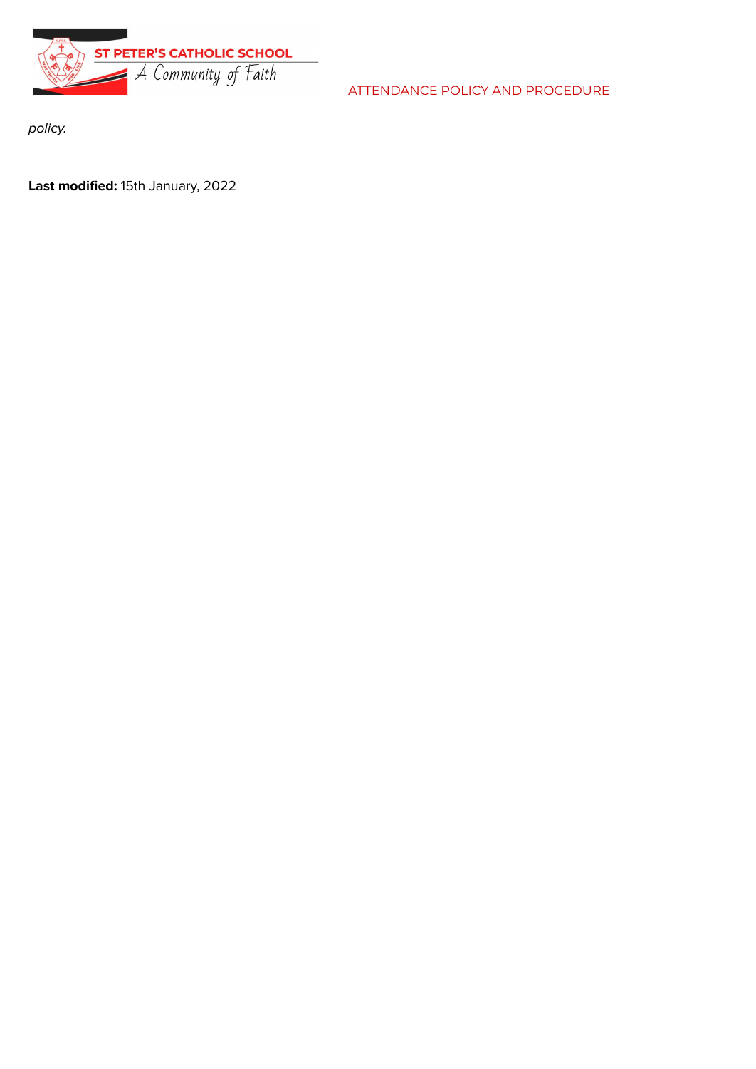*policy.*

**Last modified:** 15th January, 2022